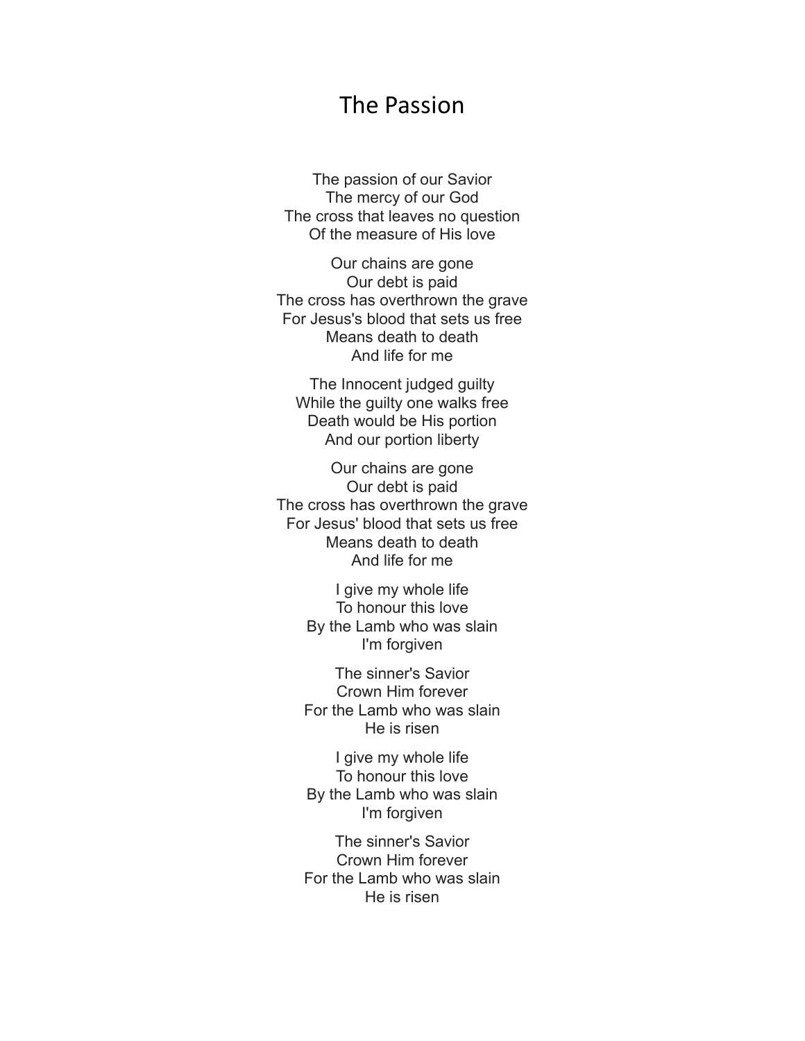# The Passion

The passion of our Savior
The mercy of our God
The cross that leaves no question
Of the measure of His love

Our chains are gone
Our debt is paid
The cross has overthrown the grave
For Jesus's blood that sets us free
Means death to death
And life for me

The Innocent judged guilty
While the guilty one walks free
Death would be His portion
And our portion liberty

Our chains are gone
Our debt is paid
The cross has overthrown the grave
For Jesus' blood that sets us free
Means death to death
And life for me

I give my whole life
To honour this love
By the Lamb who was slain
I'm forgiven

The sinner's Savior
Crown Him forever
For the Lamb who was slain
He is risen

I give my whole life
To honour this love
By the Lamb who was slain
I'm forgiven

The sinner's Savior
Crown Him forever
For the Lamb who was slain
He is risen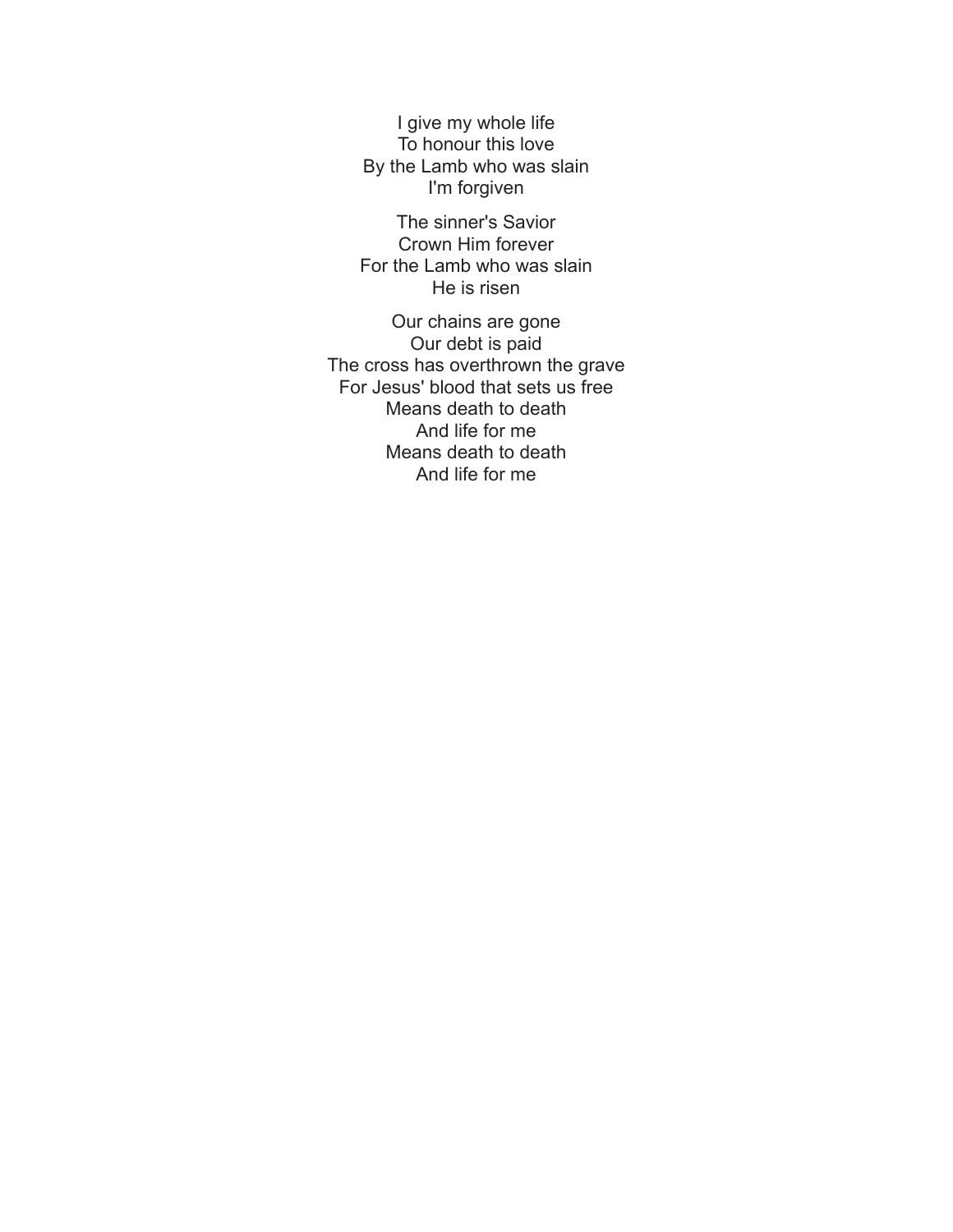I give my whole life
To honour this love
By the Lamb who was slain
I'm forgiven

The sinner's Savior
Crown Him forever
For the Lamb who was slain
He is risen

Our chains are gone
Our debt is paid
The cross has overthrown the grave
For Jesus' blood that sets us free
Means death to death
And life for me
Means death to death
And life for me